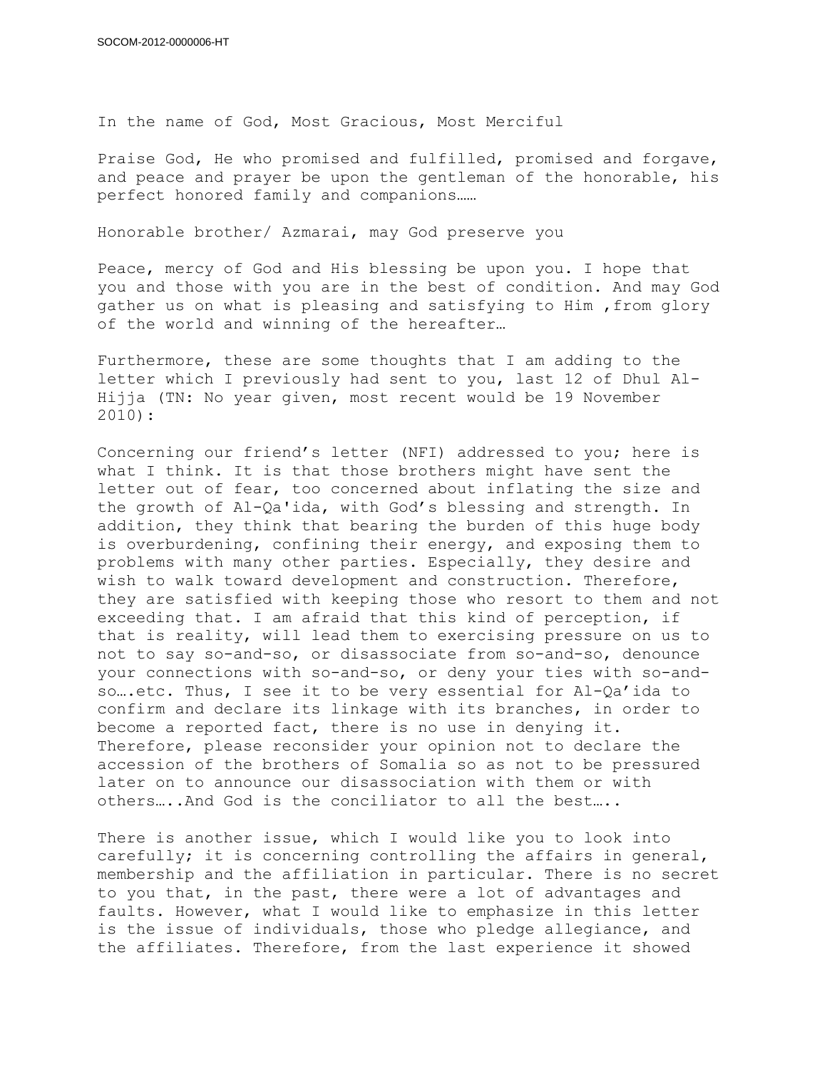In the name of God, Most Gracious, Most Merciful

Praise God, He who promised and fulfilled, promised and forgave, and peace and prayer be upon the gentleman of the honorable, his perfect honored family and companions……

Honorable brother/ Azmarai, may God preserve you

Peace, mercy of God and His blessing be upon you. I hope that you and those with you are in the best of condition. And may God gather us on what is pleasing and satisfying to Him ,from glory of the world and winning of the hereafter…

Furthermore, these are some thoughts that I am adding to the letter which I previously had sent to you, last 12 of Dhul Al-Hijja (TN: No year given, most recent would be 19 November 2010):

Concerning our friend's letter (NFI) addressed to you; here is what I think. It is that those brothers might have sent the letter out of fear, too concerned about inflating the size and the growth of Al-Qa'ida, with God's blessing and strength. In addition, they think that bearing the burden of this huge body is overburdening, confining their energy, and exposing them to problems with many other parties. Especially, they desire and wish to walk toward development and construction. Therefore, they are satisfied with keeping those who resort to them and not exceeding that. I am afraid that this kind of perception, if that is reality, will lead them to exercising pressure on us to not to say so-and-so, or disassociate from so-and-so, denounce your connections with so-and-so, or deny your ties with so-and-so….etc. Thus, I see it to be very essential for Al-Qa'ida to confirm and declare its linkage with its branches, in order to become a reported fact, there is no use in denying it. Therefore, please reconsider your opinion not to declare the accession of the brothers of Somalia so as not to be pressured later on to announce our disassociation with them or with others…..And God is the conciliator to all the best…..

There is another issue, which I would like you to look into carefully; it is concerning controlling the affairs in general, membership and the affiliation in particular. There is no secret to you that, in the past, there were a lot of advantages and faults. However, what I would like to emphasize in this letter is the issue of individuals, those who pledge allegiance, and the affiliates. Therefore, from the last experience it showed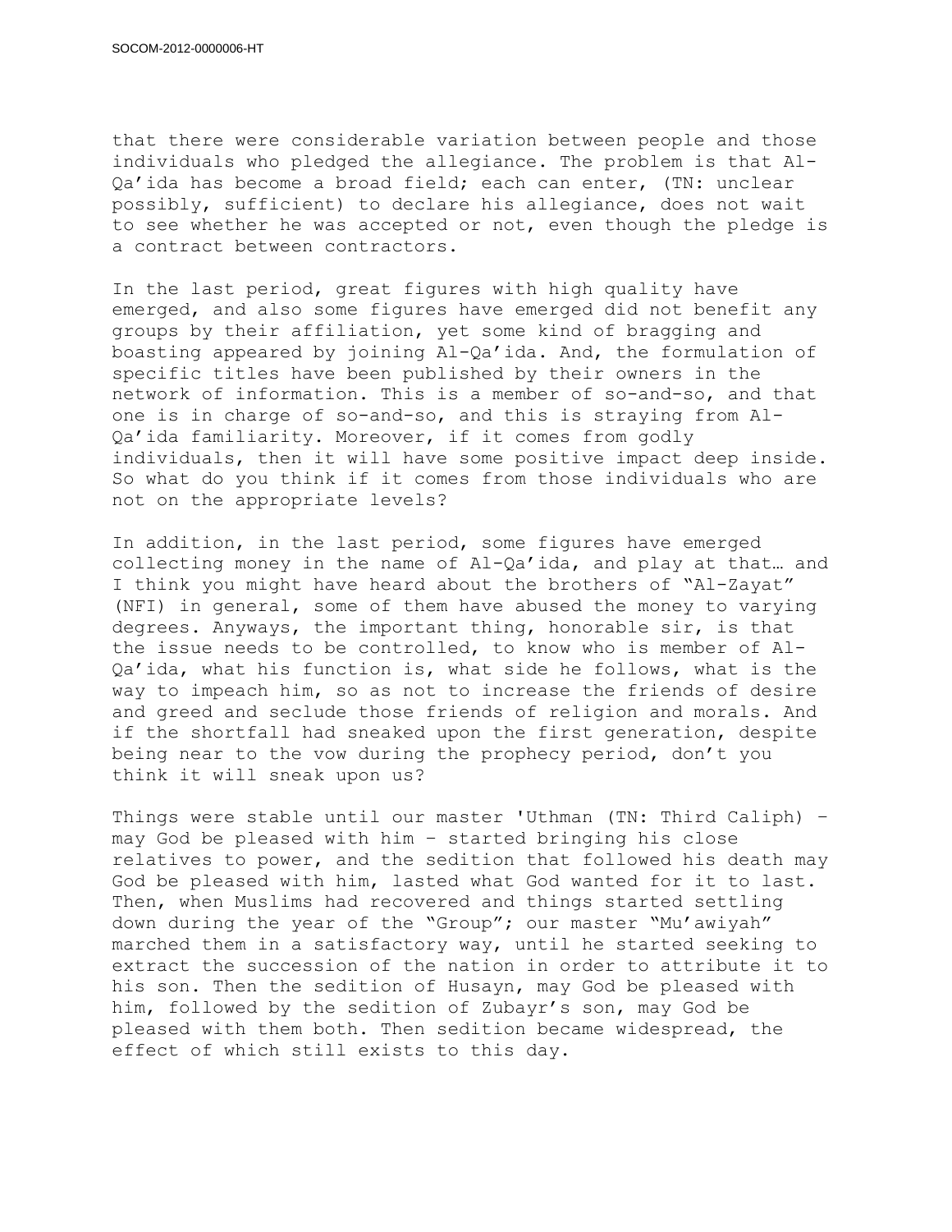that there were considerable variation between people and those individuals who pledged the allegiance. The problem is that Al-Qa'ida has become a broad field; each can enter, (TN: unclear possibly, sufficient) to declare his allegiance, does not wait to see whether he was accepted or not, even though the pledge is a contract between contractors.

In the last period, great figures with high quality have emerged, and also some figures have emerged did not benefit any groups by their affiliation, yet some kind of bragging and boasting appeared by joining Al-Qa'ida. And, the formulation of specific titles have been published by their owners in the network of information. This is a member of so-and-so, and that one is in charge of so-and-so, and this is straying from Al-Qa'ida familiarity. Moreover, if it comes from godly individuals, then it will have some positive impact deep inside. So what do you think if it comes from those individuals who are not on the appropriate levels?

In addition, in the last period, some figures have emerged collecting money in the name of Al-Qa'ida, and play at that… and I think you might have heard about the brothers of "Al-Zayat" (NFI) in general, some of them have abused the money to varying degrees. Anyways, the important thing, honorable sir, is that the issue needs to be controlled, to know who is member of Al-Qa'ida, what his function is, what side he follows, what is the way to impeach him, so as not to increase the friends of desire and greed and seclude those friends of religion and morals. And if the shortfall had sneaked upon the first generation, despite being near to the vow during the prophecy period, don't you think it will sneak upon us?

Things were stable until our master 'Uthman (TN: Third Caliph) – may God be pleased with him – started bringing his close relatives to power, and the sedition that followed his death may God be pleased with him, lasted what God wanted for it to last. Then, when Muslims had recovered and things started settling down during the year of the "Group"; our master "Mu'awiyah" marched them in a satisfactory way, until he started seeking to extract the succession of the nation in order to attribute it to his son. Then the sedition of Husayn, may God be pleased with him, followed by the sedition of Zubayr's son, may God be pleased with them both. Then sedition became widespread, the effect of which still exists to this day.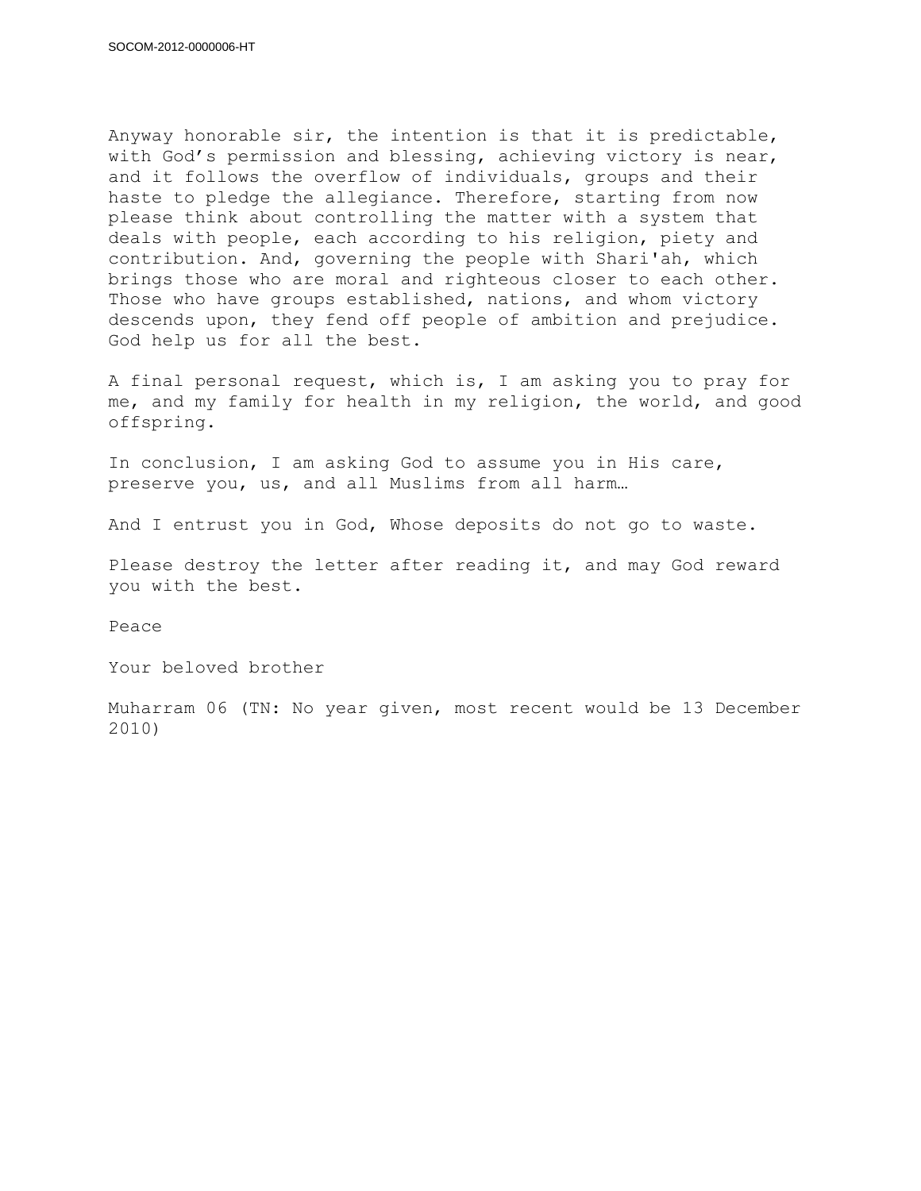Anyway honorable sir, the intention is that it is predictable, with God's permission and blessing, achieving victory is near, and it follows the overflow of individuals, groups and their haste to pledge the allegiance. Therefore, starting from now please think about controlling the matter with a system that deals with people, each according to his religion, piety and contribution. And, governing the people with Shari'ah, which brings those who are moral and righteous closer to each other. Those who have groups established, nations, and whom victory descends upon, they fend off people of ambition and prejudice. God help us for all the best.

A final personal request, which is, I am asking you to pray for me, and my family for health in my religion, the world, and good offspring.

In conclusion, I am asking God to assume you in His care, preserve you, us, and all Muslims from all harm…

And I entrust you in God, Whose deposits do not go to waste.

Please destroy the letter after reading it, and may God reward you with the best.

Peace

Your beloved brother

Muharram 06 (TN: No year given, most recent would be 13 December 2010)